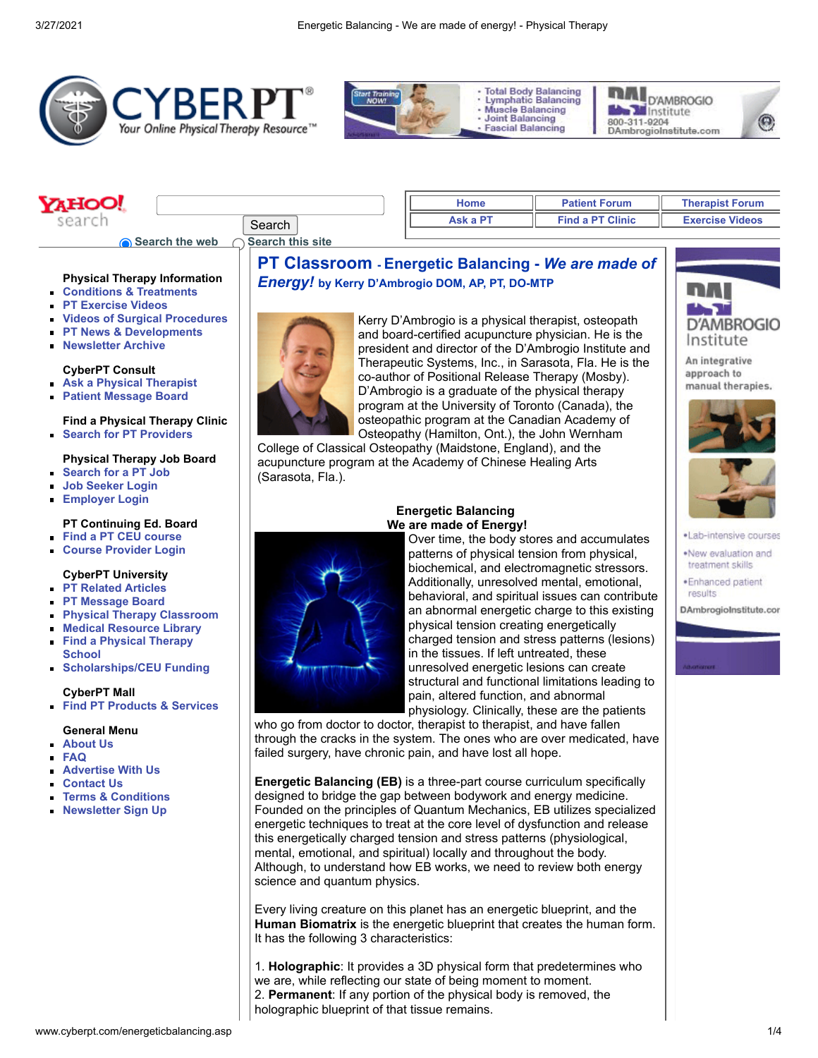# PT Classroom - Energetic Balancing - *We are made of Energy!* by Kerry D'Ambrogio DOM, AP, PT, DO-MTP

Kerry D'Ambrogio is a physical therapist, osteopath and board-certified acupuncture physician. He is the president and director of the D'Ambrogio Institute and Therapeutic Systems, Inc., in Sarasota, Fla. He is the co-author of Positional Release Therapy (Mosby). D'Ambrogio is a graduate of the physical therapy program at the University of Toronto (Canada), the osteopathic program at the Canadian Academy of Osteopathy (Hamilton, Ont.), the John Wernham College of Classical Osteopathy (Maidstone, England), and the acupuncture program at the Academy of Chinese Healing Arts (Sarasota, Fla.).

## Energetic Balancing
## We are made of Energy!

Over time, the body stores and accumulates patterns of physical tension from physical, biochemical, and electromagnetic stressors. Additionally, unresolved mental, emotional, behavioral, and spiritual issues can contribute an abnormal energetic charge to this existing physical tension creating energetically charged tension and stress patterns (lesions) in the tissues. If left untreated, these unresolved energetic lesions can create structural and functional limitations leading to pain, altered function, and abnormal physiology. Clinically, these are the patients who go from doctor to doctor, therapist to therapist, and have fallen through the cracks in the system. The ones who are over medicated, have failed surgery, have chronic pain, and have lost all hope.

**Energetic Balancing (EB)** is a three-part course curriculum specifically designed to bridge the gap between bodywork and energy medicine. Founded on the principles of Quantum Mechanics, EB utilizes specialized energetic techniques to treat at the core level of dysfunction and release this energetically charged tension and stress patterns (physiological, mental, emotional, and spiritual) locally and throughout the body. Although, to understand how EB works, we need to review both energy science and quantum physics.

Every living creature on this planet has an energetic blueprint, and the **Human Biomatrix** is the energetic blueprint that creates the human form. It has the following 3 characteristics:

1. **Holographic**: It provides a 3D physical form that predetermines who we are, while reflecting our state of being moment to moment.
2. **Permanent**: If any portion of the physical body is removed, the holographic blueprint of that tissue remains.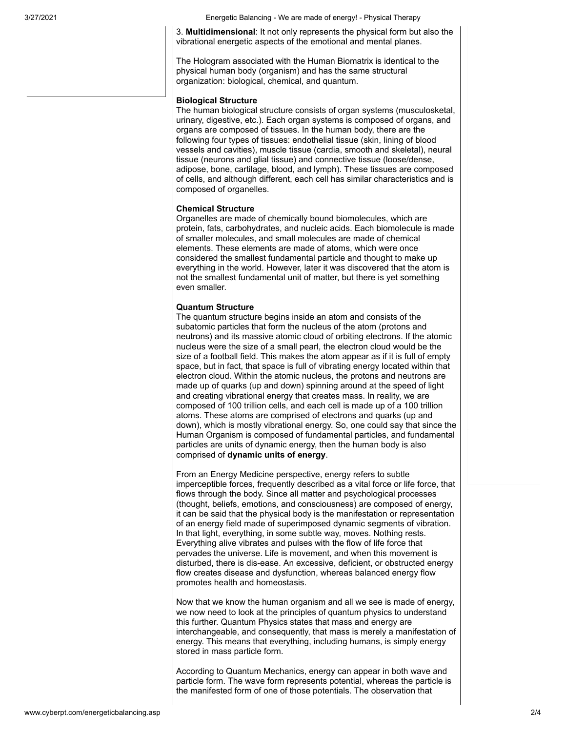3. **Multidimensional**: It not only represents the physical form but also the vibrational energetic aspects of the emotional and mental planes.

The Hologram associated with the Human Biomatrix is identical to the physical human body (organism) and has the same structural organization: biological, chemical, and quantum.

**Biological Structure**
The human biological structure consists of organ systems (musculoskeletal, urinary, digestive, etc.). Each organ systems is composed of organs, and organs are composed of tissues. In the human body, there are the following four types of tissues: endothelial tissue (skin, lining of blood vessels and cavities), muscle tissue (cardia, smooth and skeletal), neural tissue (neurons and glial tissue) and connective tissue (loose/dense, adipose, bone, cartilage, blood, and lymph). These tissues are composed of cells, and although different, each cell has similar characteristics and is composed of organelles.

**Chemical Structure**
Organelles are made of chemically bound biomolecules, which are protein, fats, carbohydrates, and nucleic acids. Each biomolecule is made of smaller molecules, and small molecules are made of chemical elements. These elements are made of atoms, which were once considered the smallest fundamental particle and thought to make up everything in the world. However, later it was discovered that the atom is not the smallest fundamental unit of matter, but there is yet something even smaller.

**Quantum Structure**
The quantum structure begins inside an atom and consists of the subatomic particles that form the nucleus of the atom (protons and neutrons) and its massive atomic cloud of orbiting electrons. If the atomic nucleus were the size of a small pearl, the electron cloud would be the size of a football field. This makes the atom appear as if it is full of empty space, but in fact, that space is full of vibrating energy located within that electron cloud. Within the atomic nucleus, the protons and neutrons are made up of quarks (up and down) spinning around at the speed of light and creating vibrational energy that creates mass. In reality, we are composed of 100 trillion cells, and each cell is made up of a 100 trillion atoms. These atoms are comprised of electrons and quarks (up and down), which is mostly vibrational energy. So, one could say that since the Human Organism is composed of fundamental particles, and fundamental particles are units of dynamic energy, then the human body is also comprised of **dynamic units of energy**.

From an Energy Medicine perspective, energy refers to subtle imperceptible forces, frequently described as a vital force or life force, that flows through the body. Since all matter and psychological processes (thought, beliefs, emotions, and consciousness) are composed of energy, it can be said that the physical body is the manifestation or representation of an energy field made of superimposed dynamic segments of vibration. In that light, everything, in some subtle way, moves. Nothing rests. Everything alive vibrates and pulses with the flow of life force that pervades the universe. Life is movement, and when this movement is disturbed, there is dis-ease. An excessive, deficient, or obstructed energy flow creates disease and dysfunction, whereas balanced energy flow promotes health and homeostasis.

Now that we know the human organism and all we see is made of energy, we now need to look at the principles of quantum physics to understand this further. Quantum Physics states that mass and energy are interchangeable, and consequently, that mass is merely a manifestation of energy. This means that everything, including humans, is simply energy stored in mass particle form.

According to Quantum Mechanics, energy can appear in both wave and particle form. The wave form represents potential, whereas the particle is the manifested form of one of those potentials. The observation that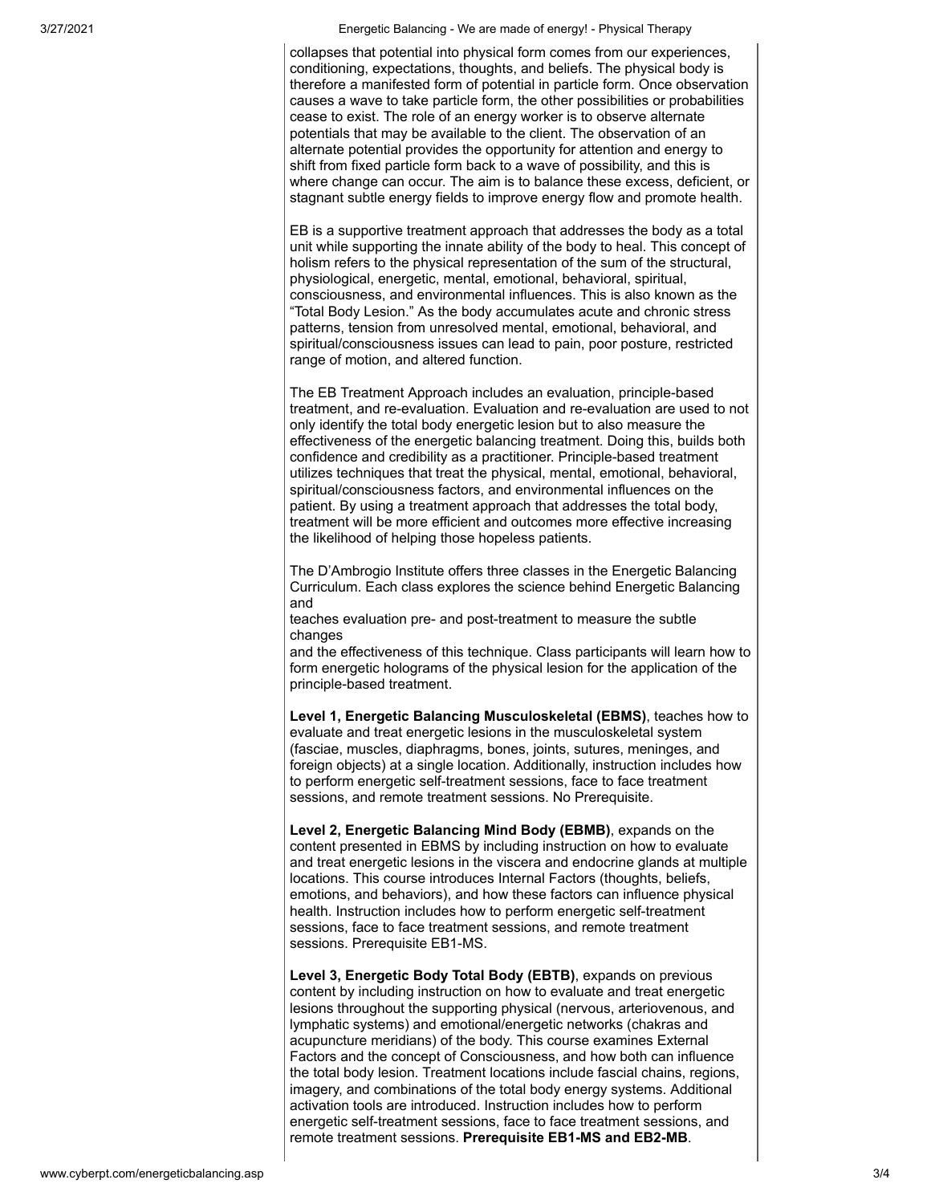collapses that potential into physical form comes from our experiences, conditioning, expectations, thoughts, and beliefs. The physical body is therefore a manifested form of potential in particle form. Once observation causes a wave to take particle form, the other possibilities or probabilities cease to exist. The role of an energy worker is to observe alternate potentials that may be available to the client. The observation of an alternate potential provides the opportunity for attention and energy to shift from fixed particle form back to a wave of possibility, and this is where change can occur. The aim is to balance these excess, deficient, or stagnant subtle energy fields to improve energy flow and promote health.

EB is a supportive treatment approach that addresses the body as a total unit while supporting the innate ability of the body to heal. This concept of holism refers to the physical representation of the sum of the structural, physiological, energetic, mental, emotional, behavioral, spiritual, consciousness, and environmental influences. This is also known as the "Total Body Lesion." As the body accumulates acute and chronic stress patterns, tension from unresolved mental, emotional, behavioral, and spiritual/consciousness issues can lead to pain, poor posture, restricted range of motion, and altered function.

The EB Treatment Approach includes an evaluation, principle-based treatment, and re-evaluation. Evaluation and re-evaluation are used to not only identify the total body energetic lesion but to also measure the effectiveness of the energetic balancing treatment. Doing this, builds both confidence and credibility as a practitioner. Principle-based treatment utilizes techniques that treat the physical, mental, emotional, behavioral, spiritual/consciousness factors, and environmental influences on the patient. By using a treatment approach that addresses the total body, treatment will be more efficient and outcomes more effective increasing the likelihood of helping those hopeless patients.

The D'Ambrogio Institute offers three classes in the Energetic Balancing Curriculum. Each class explores the science behind Energetic Balancing and
teaches evaluation pre- and post-treatment to measure the subtle changes
and the effectiveness of this technique. Class participants will learn how to form energetic holograms of the physical lesion for the application of the principle-based treatment.

**Level 1, Energetic Balancing Musculoskeletal (EBMS)**, teaches how to evaluate and treat energetic lesions in the musculoskeletal system (fasciae, muscles, diaphragms, bones, joints, sutures, meninges, and foreign objects) at a single location. Additionally, instruction includes how to perform energetic self-treatment sessions, face to face treatment sessions, and remote treatment sessions. No Prerequisite.

**Level 2, Energetic Balancing Mind Body (EBMB)**, expands on the content presented in EBMS by including instruction on how to evaluate and treat energetic lesions in the viscera and endocrine glands at multiple locations. This course introduces Internal Factors (thoughts, beliefs, emotions, and behaviors), and how these factors can influence physical health. Instruction includes how to perform energetic self-treatment sessions, face to face treatment sessions, and remote treatment sessions. Prerequisite EB1-MS.

**Level 3, Energetic Body Total Body (EBTB)**, expands on previous content by including instruction on how to evaluate and treat energetic lesions throughout the supporting physical (nervous, arteriovenous, and lymphatic systems) and emotional/energetic networks (chakras and acupuncture meridians) of the body. This course examines External Factors and the concept of Consciousness, and how both can influence the total body lesion. Treatment locations include fascial chains, regions, imagery, and combinations of the total body energy systems. Additional activation tools are introduced. Instruction includes how to perform energetic self-treatment sessions, face to face treatment sessions, and remote treatment sessions. **Prerequisite EB1-MS and EB2-MB**.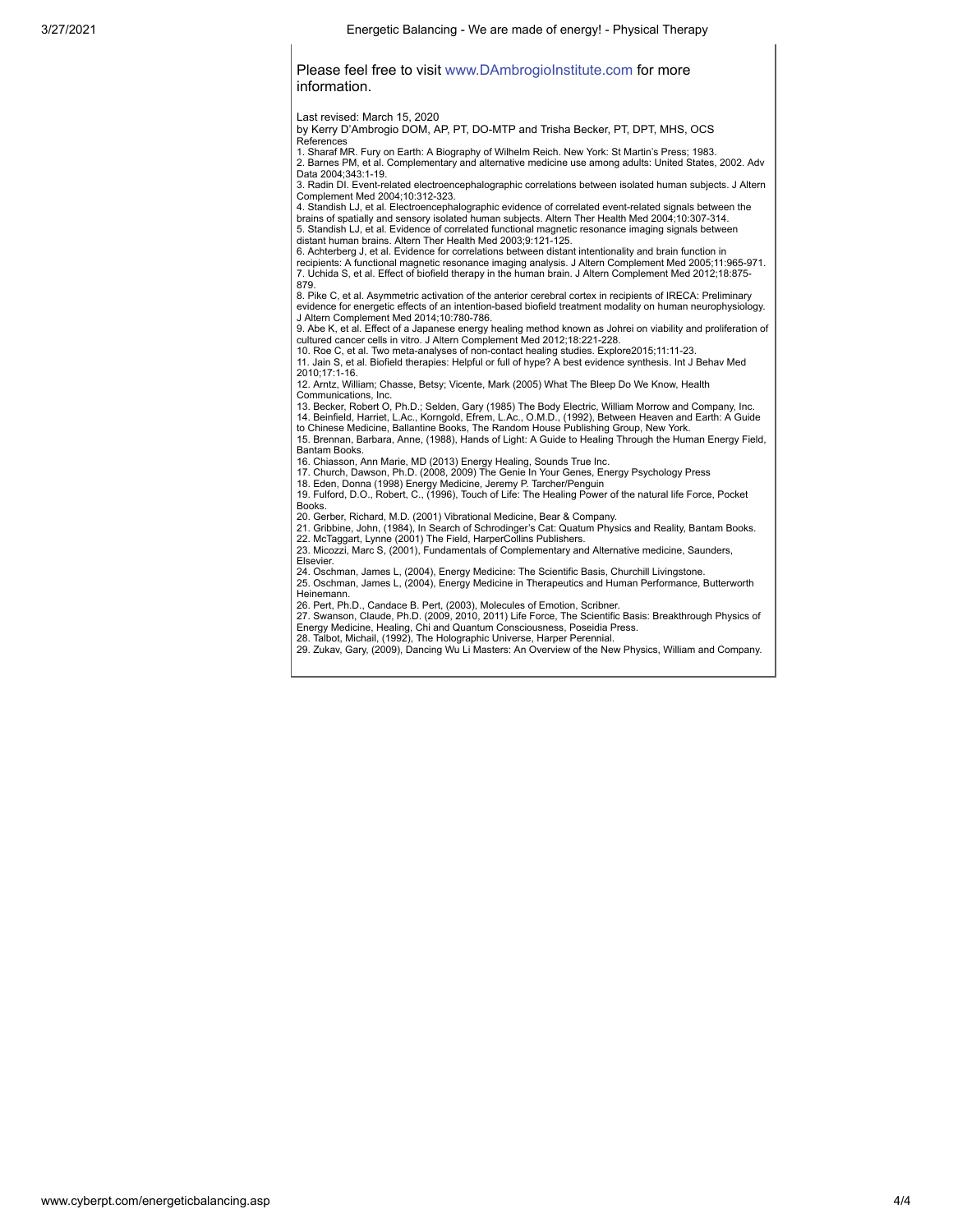Please feel free to visit www.DAmbrogioInstitute.com for more information.

Last revised: March 15, 2020

by Kerry D'Ambrogio DOM, AP, PT, DO-MTP and Trisha Becker, PT, DPT, MHS, OCS

References

1. Sharaf MR. Fury on Earth: A Biography of Wilhelm Reich. New York: St Martin's Press; 1983.
2. Barnes PM, et al. Complementary and alternative medicine use among adults: United States, 2002. Adv Data 2004;343:1-19.
3. Radin DI. Event-related electroencephalographic correlations between isolated human subjects. J Altern Complement Med 2004;10:312-323.
4. Standish LJ, et al. Electroencephalographic evidence of correlated event-related signals between the brains of spatially and sensory isolated human subjects. Altern Ther Health Med 2004;10:307-314.
5. Standish LJ, et al. Evidence of correlated functional magnetic resonance imaging signals between distant human brains. Altern Ther Health Med 2003;9:121-125.
6. Achterberg J, et al. Evidence for correlations between distant intentionality and brain function in recipients: A functional magnetic resonance imaging analysis. J Altern Complement Med 2005;11:965-971.
7. Uchida S, et al. Effect of biofield therapy in the human brain. J Altern Complement Med 2012;18:875-879.
8. Pike C, et al. Asymmetric activation of the anterior cerebral cortex in recipients of IRECA: Preliminary evidence for energetic effects of an intention-based biofield treatment modality on human neurophysiology. J Altern Complement Med 2014;10:780-786.
9. Abe K, et al. Effect of a Japanese energy healing method known as Johrei on viability and proliferation of cultured cancer cells in vitro. J Altern Complement Med 2012;18:221-228.
10. Roe C, et al. Two meta-analyses of non-contact healing studies. Explore2015;11:11-23.
11. Jain S, et al. Biofield therapies: Helpful or full of hype? A best evidence synthesis. Int J Behav Med 2010;17:1-16.
12. Arntz, William; Chasse, Betsy; Vicente, Mark (2005) What The Bleep Do We Know, Health Communications, Inc.
13. Becker, Robert O, Ph.D.; Selden, Gary (1985) The Body Electric, William Morrow and Company, Inc.
14. Beinfield, Harriet, L.Ac., Korngold, Efrem, L.Ac., O.M.D., (1992), Between Heaven and Earth: A Guide to Chinese Medicine, Ballantine Books, The Random House Publishing Group, New York.
15. Brennan, Barbara, Anne, (1988), Hands of Light: A Guide to Healing Through the Human Energy Field, Bantam Books.
16. Chiasson, Ann Marie, MD (2013) Energy Healing, Sounds True Inc.
17. Church, Dawson, Ph.D. (2008, 2009) The Genie In Your Genes, Energy Psychology Press
18. Eden, Donna (1998) Energy Medicine, Jeremy P. Tarcher/Penguin
19. Fulford, D.O., Robert, C., (1996), Touch of Life: The Healing Power of the natural life Force, Pocket Books.
20. Gerber, Richard, M.D. (2001) Vibrational Medicine, Bear & Company.
21. Gribbine, John, (1984), In Search of Schrodinger's Cat: Quatum Physics and Reality, Bantam Books.
22. McTaggart, Lynne (2001) The Field, HarperCollins Publishers.
23. Micozzi, Marc S, (2001), Fundamentals of Complementary and Alternative medicine, Saunders, Elsevier.
24. Oschman, James L, (2004), Energy Medicine: The Scientific Basis, Churchill Livingstone.
25. Oschman, James L, (2004), Energy Medicine in Therapeutics and Human Performance, Butterworth Heinemann.
26. Pert, Ph.D., Candace B. Pert, (2003), Molecules of Emotion, Scribner.
27. Swanson, Claude, Ph.D. (2009, 2010, 2011) Life Force, The Scientific Basis: Breakthrough Physics of Energy Medicine, Healing, Chi and Quantum Consciousness, Poseidia Press.
28. Talbot, Michail, (1992), The Holographic Universe, Harper Perennial.
29. Zukav, Gary, (2009), Dancing Wu Li Masters: An Overview of the New Physics, William and Company.